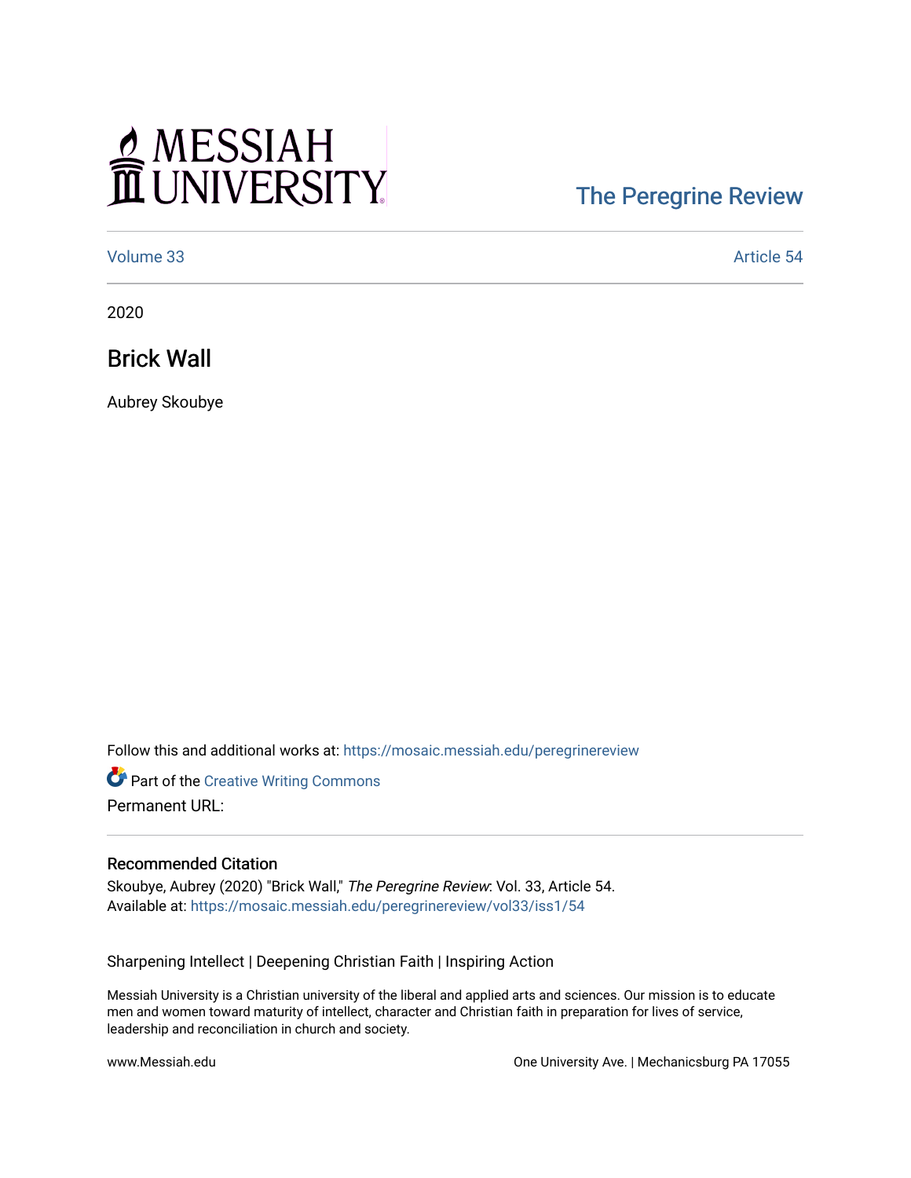MESSIAH UNIVERSITY

The Peregrine Review

Volume 33 | Article 54

2020

# Brick Wall

Aubrey Skoubye

Follow this and additional works at: https://mosaic.messiah.edu/peregrinereview

Part of the Creative Writing Commons

Permanent URL:

## Recommended Citation

Skoubye, Aubrey (2020) "Brick Wall," *The Peregrine Review*: Vol. 33, Article 54.
Available at: https://mosaic.messiah.edu/peregrinereview/vol33/iss1/54

Sharpening Intellect | Deepening Christian Faith | Inspiring Action

Messiah University is a Christian university of the liberal and applied arts and sciences. Our mission is to educate men and women toward maturity of intellect, character and Christian faith in preparation for lives of service, leadership and reconciliation in church and society.

www.Messiah.edu

One University Ave. | Mechanicsburg PA 17055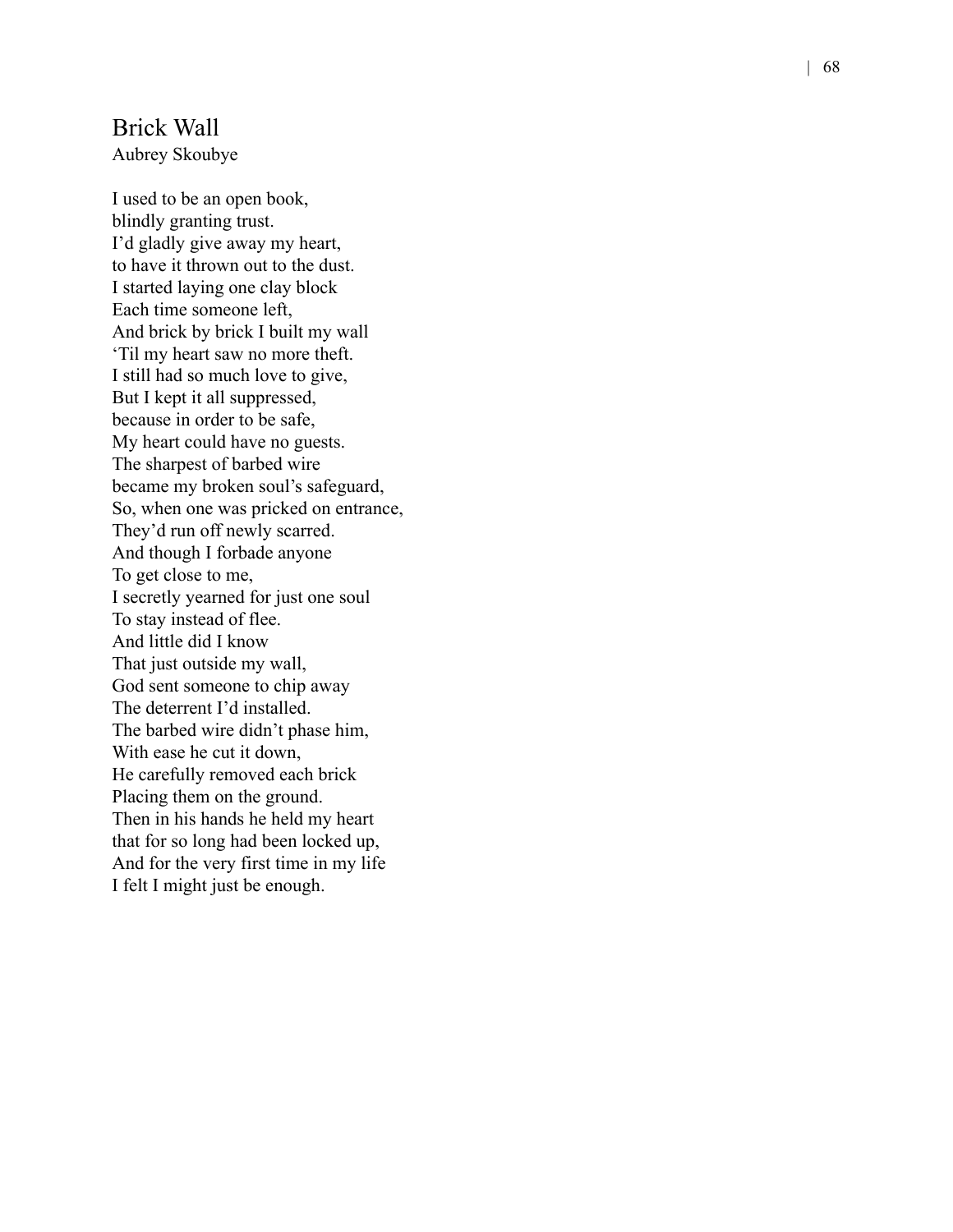## Brick Wall

Aubrey Skoubye

I used to be an open book,
blindly granting trust.
I'd gladly give away my heart,
to have it thrown out to the dust.
I started laying one clay block
Each time someone left,
And brick by brick I built my wall
'Til my heart saw no more theft.
I still had so much love to give,
But I kept it all suppressed,
because in order to be safe,
My heart could have no guests.
The sharpest of barbed wire
became my broken soul's safeguard,
So, when one was pricked on entrance,
They'd run off newly scarred.
And though I forbade anyone
To get close to me,
I secretly yearned for just one soul
To stay instead of flee.
And little did I know
That just outside my wall,
God sent someone to chip away
The deterrent I'd installed.
The barbed wire didn't phase him,
With ease he cut it down,
He carefully removed each brick
Placing them on the ground.
Then in his hands he held my heart
that for so long had been locked up,
And for the very first time in my life
I felt I might just be enough.